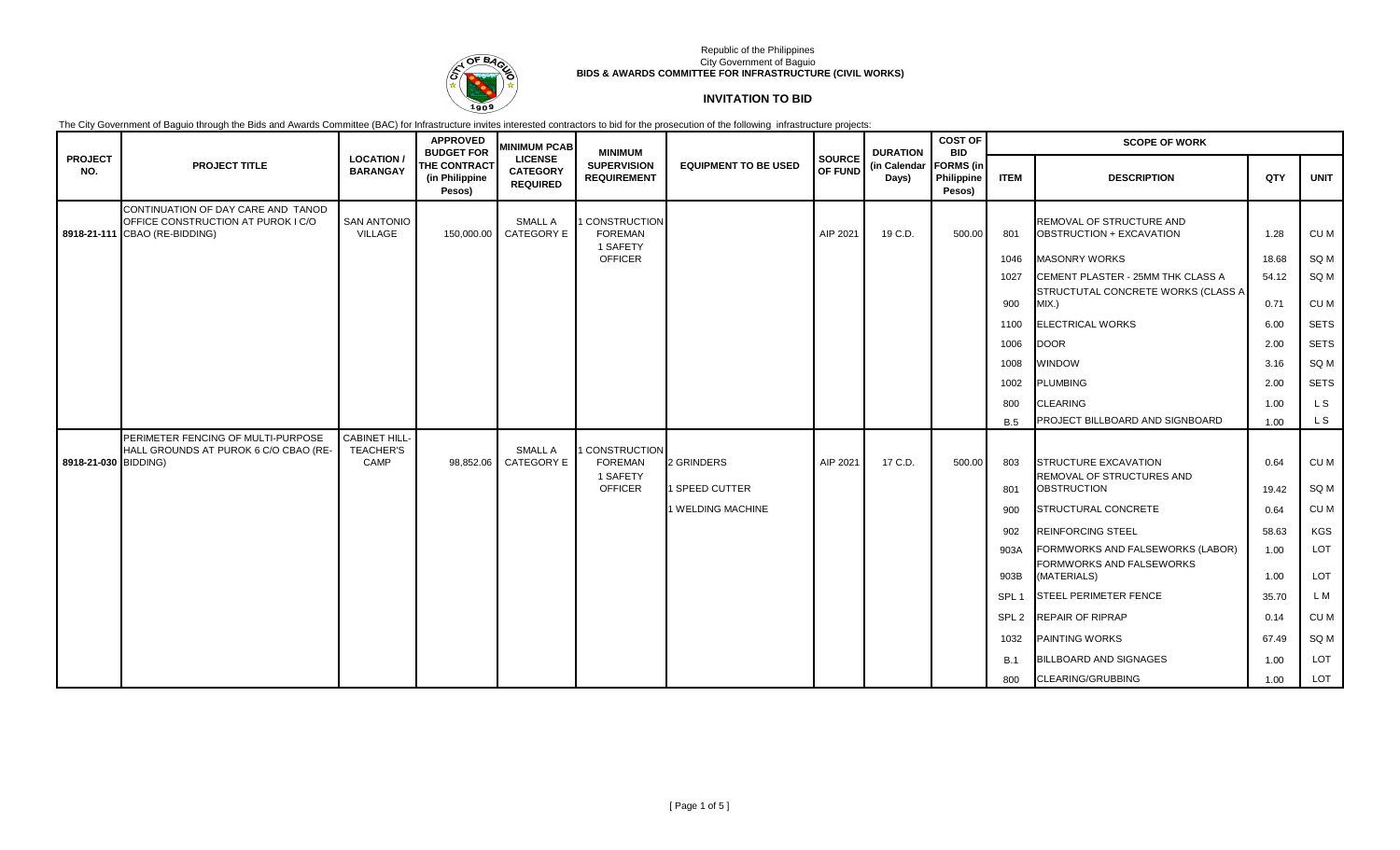Republic of the Philippines
City Government of Baguio
**BIDS & AWARDS COMMITTEE FOR INFRASTRUCTURE (CIVIL WORKS)**

## INVITATION TO BID

The City Government of Baguio through the Bids and Awards Committee (BAC) for Infrastructure invites interested contractors to bid for the prosecution of the following infrastructure projects:

| PROJECT NO. | PROJECT TITLE | LOCATION / BARANGAY | APPROVED BUDGET FOR THE CONTRACT (in Philippine Pesos) | MINIMUM PCAB LICENSE CATEGORY REQUIRED | MINIMUM SUPERVISION REQUIREMENT | EQUIPMENT TO BE USED | SOURCE OF FUND | DURATION (in Calendar Days) | COST OF BID FORMS (in Philippine Pesos) | SCOPE OF WORK | | | |
|---|---|---|---|---|---|---|---|---|---|---|---|---|---|
| | | | | | | | | | | ITEM | DESCRIPTION | QTY | UNIT |
| 8918-21-111 | CONTINUATION OF DAY CARE AND TANOD OFFICE CONSTRUCTION AT PUROK I C/O CBAO (RE-BIDDING) | SAN ANTONIO VILLAGE | 150,000.00 | SMALL A CATEGORY E | 1 CONSTRUCTION FOREMAN 1 SAFETY OFFICER | | AIP 2021 | 19 C.D. | 500.00 | 801 | REMOVAL OF STRUCTURE AND OBSTRUCTION + EXCAVATION | 1.28 | CU M |
| | | | | | | | | | | 1046 | MASONRY WORKS | 18.68 | SQ M |
| | | | | | | | | | | 1027 | CEMENT PLASTER - 25MM THK CLASS A | 54.12 | SQ M |
| | | | | | | | | | | 900 | STRUCTUTAL CONCRETE WORKS (CLASS A MIX.) | 0.71 | CU M |
| | | | | | | | | | | 1100 | ELECTRICAL WORKS | 6.00 | SETS |
| | | | | | | | | | | 1006 | DOOR | 2.00 | SETS |
| | | | | | | | | | | 1008 | WINDOW | 3.16 | SQ M |
| | | | | | | | | | | 1002 | PLUMBING | 2.00 | SETS |
| | | | | | | | | | | 800 | CLEARING | 1.00 | L S |
| | | | | | | | | | | B.5 | PROJECT BILLBOARD AND SIGNBOARD | 1.00 | L S |
| 8918-21-030 | PERIMETER FENCING OF MULTI-PURPOSE HALL GROUNDS AT PUROK 6 C/O CBAO (RE-BIDDING) | CABINET HILL-TEACHER'S CAMP | 98,852.06 | SMALL A CATEGORY E | 1 CONSTRUCTION FOREMAN 1 SAFETY OFFICER | 2 GRINDERS | AIP 2021 | 17 C.D. | 500.00 | 803 | STRUCTURE EXCAVATION | 0.64 | CU M |
| | | | | | | 1 SPEED CUTTER | | | | 801 | REMOVAL OF STRUCTURES AND OBSTRUCTION | 19.42 | SQ M |
| | | | | | | 1 WELDING MACHINE | | | | 900 | STRUCTURAL CONCRETE | 0.64 | CU M |
| | | | | | | | | | | 902 | REINFORCING STEEL | 58.63 | KGS |
| | | | | | | | | | | 903A | FORMWORKS AND FALSEWORKS (LABOR) | 1.00 | LOT |
| | | | | | | | | | | 903B | FORMWORKS AND FALSEWORKS (MATERIALS) | 1.00 | LOT |
| | | | | | | | | | | SPL 1 | STEEL PERIMETER FENCE | 35.70 | L M |
| | | | | | | | | | | SPL 2 | REPAIR OF RIPRAP | 0.14 | CU M |
| | | | | | | | | | | 1032 | PAINTING WORKS | 67.49 | SQ M |
| | | | | | | | | | | B.1 | BILLBOARD AND SIGNAGES | 1.00 | LOT |
| | | | | | | | | | | 800 | CLEARING/GRUBBING | 1.00 | LOT |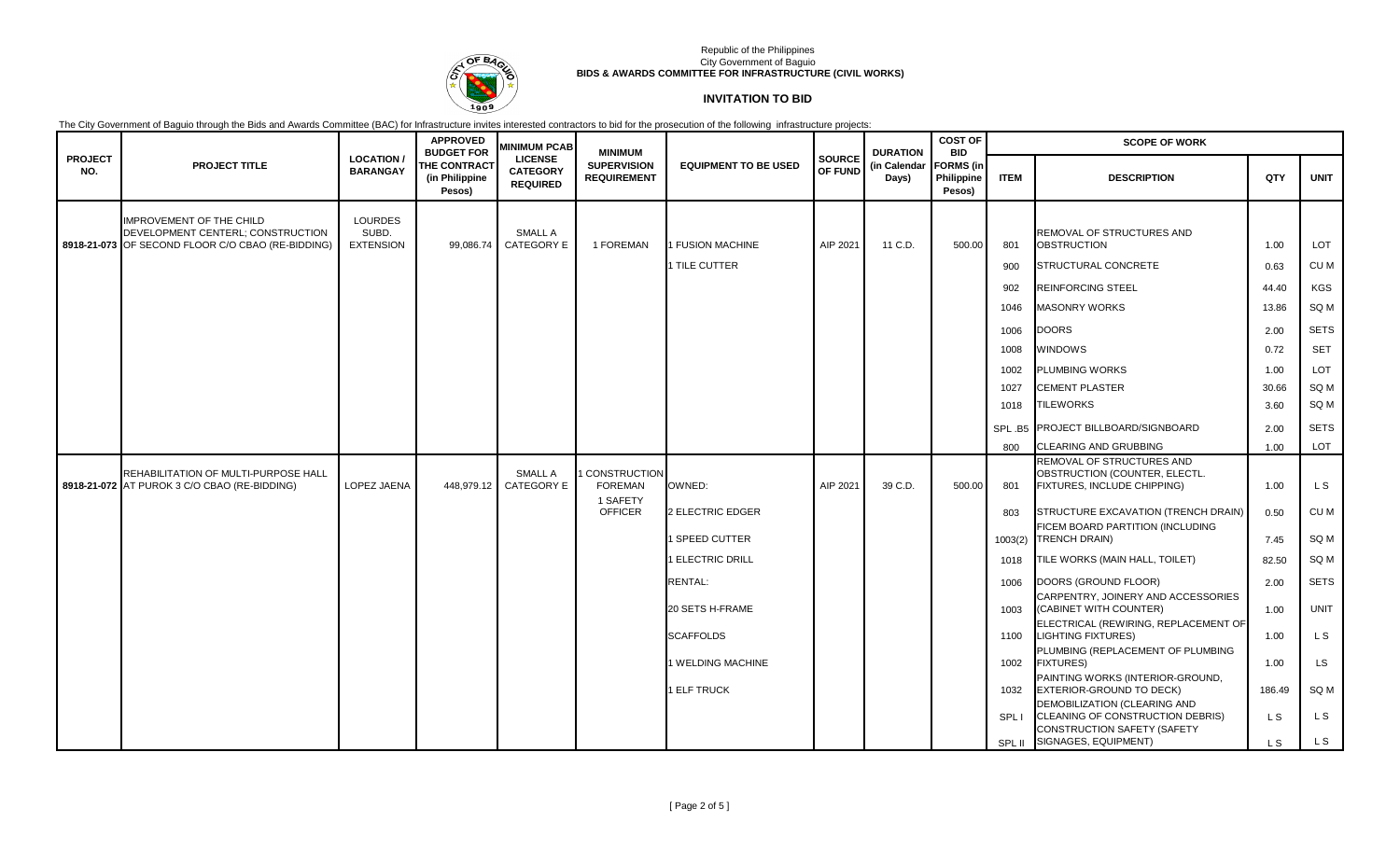Republic of the Philippines
City Government of Baguio
**BIDS & AWARDS COMMITTEE FOR INFRASTRUCTURE (CIVIL WORKS)**

## INVITATION TO BID

The City Government of Baguio through the Bids and Awards Committee (BAC) for Infrastructure invites interested contractors to bid for the prosecution of the following infrastructure projects:

| PROJECT NO. | PROJECT TITLE | LOCATION / BARANGAY | APPROVED BUDGET FOR THE CONTRACT (in Philippine Pesos) | MINIMUM PCAB LICENSE CATEGORY REQUIRED | MINIMUM SUPERVISION REQUIREMENT | EQUIPMENT TO BE USED | SOURCE OF FUND | DURATION (in Calendar Days) | COST OF BID FORMS (in Philippine Pesos) | SCOPE OF WORK | | | |
|---|---|---|---|---|---|---|---|---|---|---|---|---|---|
| | | | | | | | | | | ITEM | DESCRIPTION | QTY | UNIT |
| 8918-21-073 | IMPROVEMENT OF THE CHILD DEVELOPMENT CENTERL; CONSTRUCTION OF SECOND FLOOR C/O CBAO (RE-BIDDING) | LOURDES SUBD. EXTENSION | 99,086.74 | SMALL A CATEGORY E | 1 FOREMAN | 1 FUSION MACHINE | AIP 2021 | 11 C.D. | 500.00 | 801 | REMOVAL OF STRUCTURES AND OBSTRUCTION | 1.00 | LOT |
| | | | | | | 1 TILE CUTTER | | | | 900 | STRUCTURAL CONCRETE | 0.63 | CU M |
| | | | | | | | | | | 902 | REINFORCING STEEL | 44.40 | KGS |
| | | | | | | | | | | 1046 | MASONRY WORKS | 13.86 | SQ M |
| | | | | | | | | | | 1006 | DOORS | 2.00 | SETS |
| | | | | | | | | | | 1008 | WINDOWS | 0.72 | SET |
| | | | | | | | | | | 1002 | PLUMBING WORKS | 1.00 | LOT |
| | | | | | | | | | | 1027 | CEMENT PLASTER | 30.66 | SQ M |
| | | | | | | | | | | 1018 | TILEWORKS | 3.60 | SQ M |
| | | | | | | | | | | SPL .B5 | PROJECT BILLBOARD/SIGNBOARD | 2.00 | SETS |
| | | | | | | | | | | 800 | CLEARING AND GRUBBING | 1.00 | LOT |
| 8918-21-072 | REHABILITATION OF MULTI-PURPOSE HALL AT PUROK 3 C/O CBAO (RE-BIDDING) | LOPEZ JAENA | 448,979.12 | SMALL A CATEGORY E | 1 CONSTRUCTION FOREMAN 1 SAFETY OFFICER | OWNED: | AIP 2021 | 39 C.D. | 500.00 | 801 | REMOVAL OF STRUCTURES AND OBSTRUCTION (COUNTER, ELECTL. FIXTURES, INCLUDE CHIPPING) | 1.00 | L S |
| | | | | | | 2 ELECTRIC EDGER | | | | 803 | STRUCTURE EXCAVATION (TRENCH DRAIN) | 0.50 | CU M |
| | | | | | | 1 SPEED CUTTER | | | | 1003(2) | FICEM BOARD PARTITION (INCLUDING TRENCH DRAIN) | 7.45 | SQ M |
| | | | | | | 1 ELECTRIC DRILL | | | | 1018 | TILE WORKS (MAIN HALL, TOILET) | 82.50 | SQ M |
| | | | | | | RENTAL: | | | | 1006 | DOORS (GROUND FLOOR) | 2.00 | SETS |
| | | | | | | 20 SETS H-FRAME | | | | 1003 | CARPENTRY, JOINERY AND ACCESSORIES (CABINET WITH COUNTER) | 1.00 | UNIT |
| | | | | | | SCAFFOLDS | | | | 1100 | ELECTRICAL (REWIRING, REPLACEMENT OF LIGHTING FIXTURES) | 1.00 | L S |
| | | | | | | 1 WELDING MACHINE | | | | 1002 | PLUMBING (REPLACEMENT OF PLUMBING FIXTURES) | 1.00 | LS |
| | | | | | | 1 ELF TRUCK | | | | 1032 | PAINTING WORKS (INTERIOR-GROUND, EXTERIOR-GROUND TO DECK) | 186.49 | SQ M |
| | | | | | | | | | | SPL I | DEMOBILIZATION (CLEARING AND CLEANING OF CONSTRUCTION DEBRIS) | L S | L S |
| | | | | | | | | | | SPL II | CONSTRUCTION SAFETY (SAFETY SIGNAGES, EQUIPMENT) | L S | L S |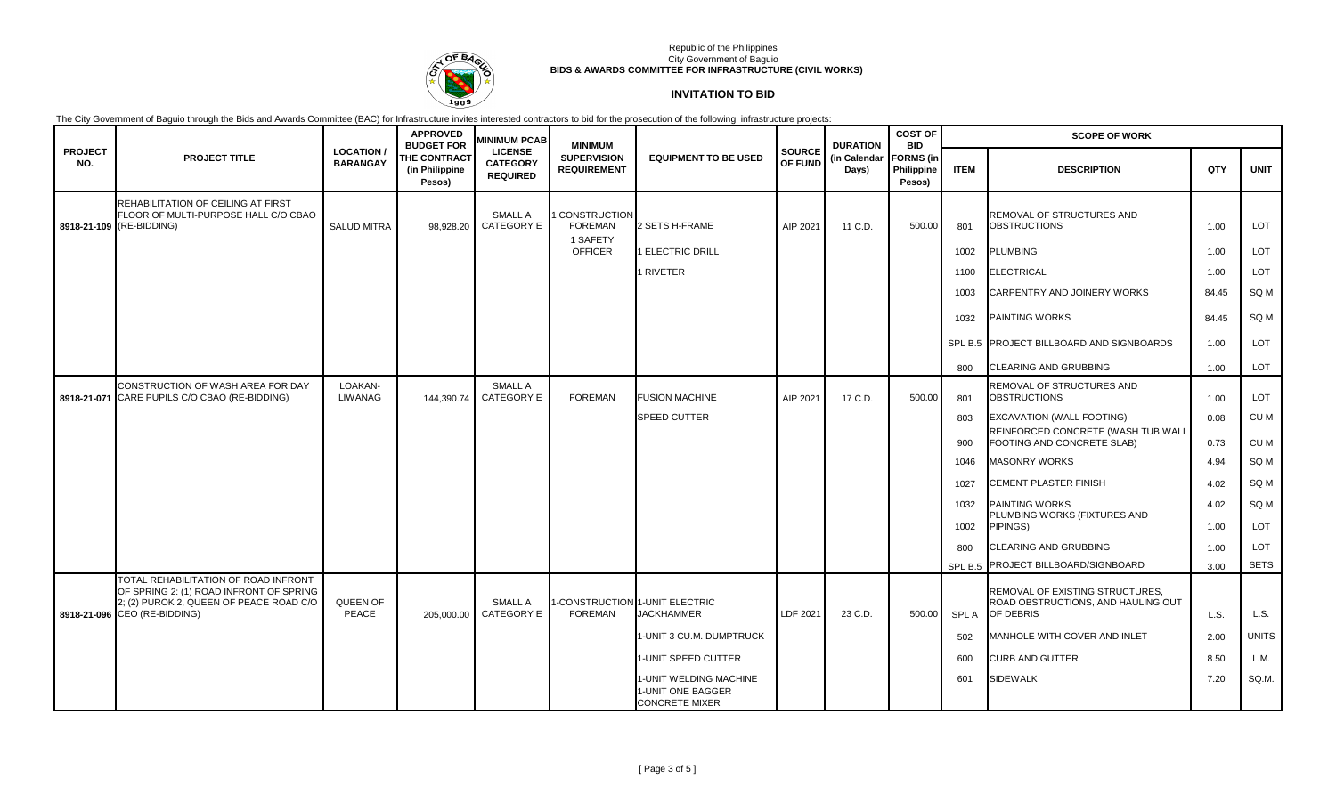Republic of the Philippines
City Government of Baguio
**BIDS & AWARDS COMMITTEE FOR INFRASTRUCTURE (CIVIL WORKS)**

# INVITATION TO BID

The City Government of Baguio through the Bids and Awards Committee (BAC) for Infrastructure invites interested contractors to bid for the prosecution of the following infrastructure projects:

| PROJECT NO. | PROJECT TITLE | LOCATION / BARANGAY | APPROVED BUDGET FOR THE CONTRACT (in Philippine Pesos) | MINIMUM PCAB LICENSE CATEGORY REQUIRED | MINIMUM SUPERVISION REQUIREMENT | EQUIPMENT TO BE USED | SOURCE OF FUND | DURATION (in Calendar Days) | COST OF BID FORMS (in Philippine Pesos) | SCOPE OF WORK | | | |
|---|---|---|---|---|---|---|---|---|---|---|---|---|---|
| | | | | | | | | | | ITEM | DESCRIPTION | QTY | UNIT |
| 8918-21-109 | REHABILITATION OF CEILING AT FIRST FLOOR OF MULTI-PURPOSE HALL C/O CBAO (RE-BIDDING) | SALUD MITRA | 98,928.20 | SMALL A CATEGORY E | 1 CONSTRUCTION FOREMAN | 2 SETS H-FRAME | AIP 2021 | 11 C.D. | 500.00 | 801 | REMOVAL OF STRUCTURES AND OBSTRUCTIONS | 1.00 | LOT |
| | | | | | 1 SAFETY OFFICER | 1 ELECTRIC DRILL | | | | 1002 | PLUMBING | 1.00 | LOT |
| | | | | | | 1 RIVETER | | | | 1100 | ELECTRICAL | 1.00 | LOT |
| | | | | | | | | | | 1003 | CARPENTRY AND JOINERY WORKS | 84.45 | SQ M |
| | | | | | | | | | | 1032 | PAINTING WORKS | 84.45 | SQ M |
| | | | | | | | | | | SPL B.5 | PROJECT BILLBOARD AND SIGNBOARDS | 1.00 | LOT |
| | | | | | | | | | | 800 | CLEARING AND GRUBBING | 1.00 | LOT |
| 8918-21-071 | CONSTRUCTION OF WASH AREA FOR DAY CARE PUPILS C/O CBAO (RE-BIDDING) | LOAKAN-LIWANAG | 144,390.74 | SMALL A CATEGORY E | FOREMAN | FUSION MACHINE | AIP 2021 | 17 C.D. | 500.00 | 801 | REMOVAL OF STRUCTURES AND OBSTRUCTIONS | 1.00 | LOT |
| | | | | | | SPEED CUTTER | | | | 803 | EXCAVATION (WALL FOOTING) | 0.08 | CU M |
| | | | | | | | | | | 900 | REINFORCED CONCRETE (WASH TUB WALL FOOTING AND CONCRETE SLAB) | 0.73 | CU M |
| | | | | | | | | | | 1046 | MASONRY WORKS | 4.94 | SQ M |
| | | | | | | | | | | 1027 | CEMENT PLASTER FINISH | 4.02 | SQ M |
| | | | | | | | | | | 1032 | PAINTING WORKS | 4.02 | SQ M |
| | | | | | | | | | | 1002 | PLUMBING WORKS (FIXTURES AND PIPINGS) | 1.00 | LOT |
| | | | | | | | | | | 800 | CLEARING AND GRUBBING | 1.00 | LOT |
| | | | | | | | | | | SPL B.5 | PROJECT BILLBOARD/SIGNBOARD | 3.00 | SETS |
| 8918-21-096 | TOTAL REHABILITATION OF ROAD INFRONT OF SPRING 2: (1) ROAD INFRONT OF SPRING 2; (2) PUROK 2, QUEEN OF PEACE ROAD C/O CEO (RE-BIDDING) | QUEEN OF PEACE | 205,000.00 | SMALL A CATEGORY E | 1-CONSTRUCTION FOREMAN | 1-UNIT ELECTRIC JACKHAMMER | LDF 2021 | 23 C.D. | 500.00 | SPL A | REMOVAL OF EXISTING STRUCTURES, ROAD OBSTRUCTIONS, AND HAULING OUT OF DEBRIS | L.S. | L.S. |
| | | | | | | 1-UNIT 3 CU.M. DUMPTRUCK | | | | 502 | MANHOLE WITH COVER AND INLET | 2.00 | UNITS |
| | | | | | | 1-UNIT SPEED CUTTER | | | | 600 | CURB AND GUTTER | 8.50 | L.M. |
| | | | | | | 1-UNIT WELDING MACHINE<br>1-UNIT ONE BAGGER CONCRETE MIXER | | | | 601 | SIDEWALK | 7.20 | SQ.M. |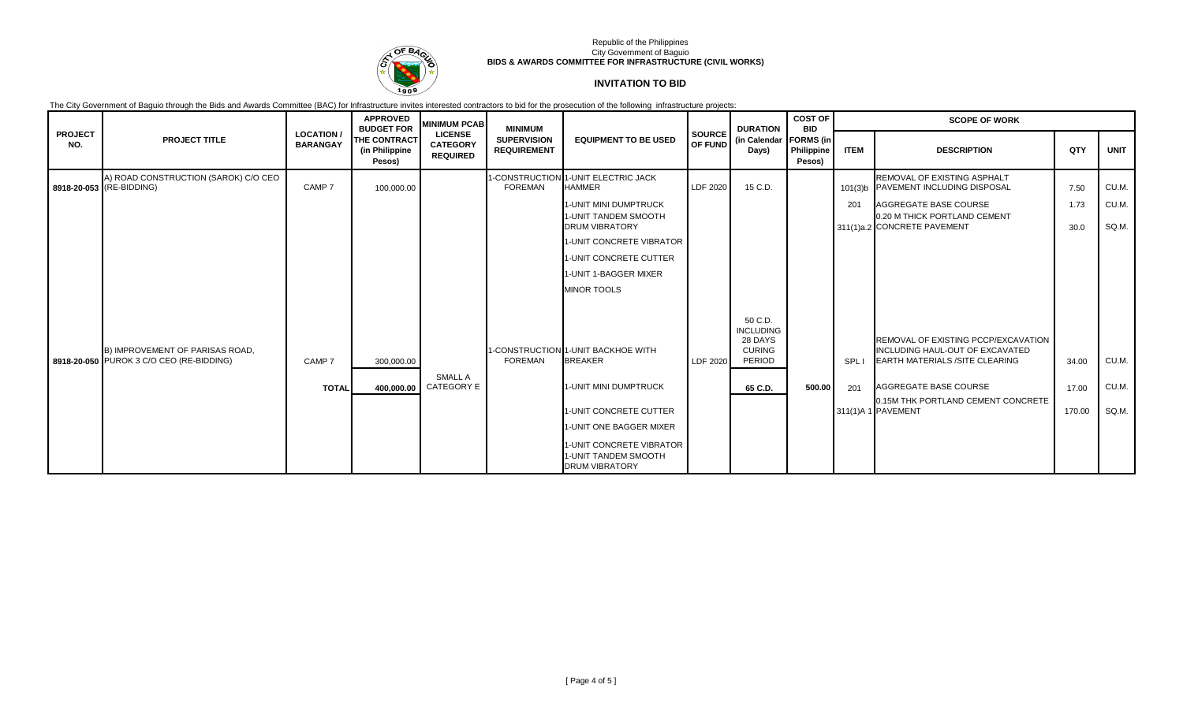Republic of the Philippines
City Government of Baguio
**BIDS & AWARDS COMMITTEE FOR INFRASTRUCTURE (CIVIL WORKS)**

# INVITATION TO BID

The City Government of Baguio through the Bids and Awards Committee (BAC) for Infrastructure invites interested contractors to bid for the prosecution of the following infrastructure projects:

| PROJECT NO. | PROJECT TITLE | LOCATION / BARANGAY | APPROVED BUDGET FOR THE CONTRACT (in Philippine Pesos) | MINIMUM PCAB LICENSE CATEGORY REQUIRED | MINIMUM SUPERVISION REQUIREMENT | EQUIPMENT TO BE USED | SOURCE OF FUND | DURATION (in Calendar Days) | COST OF BID FORMS (in Philippine Pesos) | SCOPE OF WORK | | | |
|---|---|---|---|---|---|---|---|---|---|---|---|---|---|
| | | | | | | | | | | ITEM | DESCRIPTION | QTY | UNIT |
| 8918-20-053 | A) ROAD CONSTRUCTION (SAROK) C/O CEO (RE-BIDDING) | CAMP 7 | 100,000.00 | | 1-CONSTRUCTION FOREMAN | 1-UNIT ELECTRIC JACK HAMMER | LDF 2020 | 15 C.D. | | 101(3)b | REMOVAL OF EXISTING ASPHALT PAVEMENT INCLUDING DISPOSAL | 7.50 | CU.M. |
| | | | | | | 1-UNIT MINI DUMPTRUCK | | | | 201 | AGGREGATE BASE COURSE | 1.73 | CU.M. |
| | | | | | | 1-UNIT TANDEM SMOOTH DRUM VIBRATORY | | | | 311(1)a.2 | 0.20 M THICK PORTLAND CEMENT CONCRETE PAVEMENT | 30.0 | SQ.M. |
| | | | | | | 1-UNIT CONCRETE VIBRATOR | | | | | | | |
| | | | | | | 1-UNIT CONCRETE CUTTER | | | | | | | |
| | | | | | | 1-UNIT 1-BAGGER MIXER | | | | | | | |
| | | | | | | MINOR TOOLS | | | | | | | |
| 8918-20-050 | B) IMPROVEMENT OF PARISAS ROAD, PUROK 3 C/O CEO (RE-BIDDING) | CAMP 7 | 300,000.00 | | 1-CONSTRUCTION FOREMAN | 1-UNIT BACKHOE WITH BREAKER | LDF 2020 | 50 C.D. INCLUDING 28 DAYS CURING PERIOD | | SPL I | REMOVAL OF EXISTING PCCP/EXCAVATION INCLUDING HAUL-OUT OF EXCAVATED EARTH MATERIALS /SITE CLEARING | 34.00 | CU.M. |
| | | TOTAL | 400,000.00 | SMALL A CATEGORY E | | 1-UNIT MINI DUMPTRUCK | | 65 C.D. | 500.00 | 201 | AGGREGATE BASE COURSE | 17.00 | CU.M. |
| | | | | | | 1-UNIT CONCRETE CUTTER | | | | 311(1)A 1 | 0.15M THK PORTLAND CEMENT CONCRETE PAVEMENT | 170.00 | SQ.M. |
| | | | | | | 1-UNIT ONE BAGGER MIXER | | | | | | | |
| | | | | | | 1-UNIT CONCRETE VIBRATOR | | | | | | | |
| | | | | | | 1-UNIT TANDEM SMOOTH DRUM VIBRATORY | | | | | | | |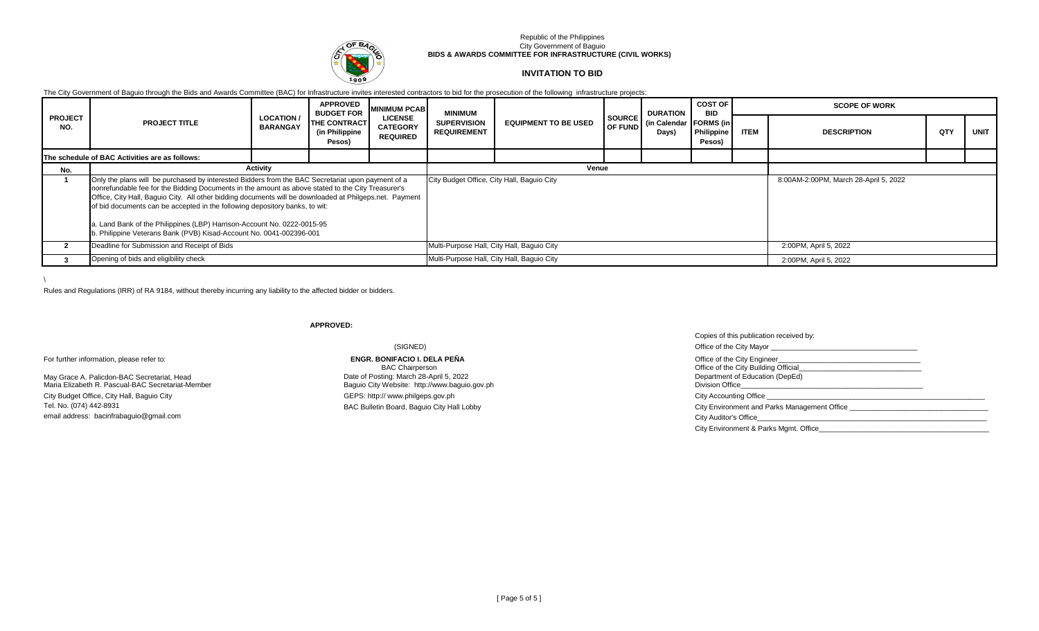Republic of the Philippines
City Government of Baguio
**BIDS & AWARDS COMMITTEE FOR INFRASTRUCTURE (CIVIL WORKS)**

## INVITATION TO BID

The City Government of Baguio through the Bids and Awards Committee (BAC) for Infrastructure invites interested contractors to bid for the prosecution of the following infrastructure projects:

| PROJECT NO. | PROJECT TITLE | LOCATION / BARANGAY | APPROVED BUDGET FOR THE CONTRACT (in Philippine Pesos) | MINIMUM PCAB LICENSE CATEGORY REQUIRED | MINIMUM SUPERVISION REQUIREMENT | EQUIPMENT TO BE USED | SOURCE OF FUND | DURATION (in Calendar Days) | COST OF BID FORMS (in Philippine Pesos) | SCOPE OF WORK ITEM | DESCRIPTION | QTY | UNIT |
|---|---|---|---|---|---|---|---|---|---|---|---|---|---|
| **The schedule of BAC Activities are as follows:** | | | | | | | | | | | | | |

| No. | Activity | Venue | |
|---|---|---|---|
| 1 | Only the plans will be purchased by interested Bidders from the BAC Secretariat upon payment of a nonrefundable fee for the Bidding Documents in the amount as above stated to the City Treasurer's Office, City Hall, Baguio City. All other bidding documents will be downloaded at Philgeps.net. Payment of bid documents can be accepted in the following depository banks, to wit:<br><br>a. Land Bank of the Philippines (LBP) Harrison-Account No. 0222-0015-95<br>b. Philippine Veterans Bank (PVB) Kisad-Account No. 0041-002396-001 | City Budget Office, City Hall, Baguio City | 8:00AM-2:00PM, March 28-April 5, 2022 |
| 2 | Deadline for Submission and Receipt of Bids | Multi-Purpose Hall, City Hall, Baguio City | 2:00PM, April 5, 2022 |
| 3 | Opening of bids and eligibility check | Multi-Purpose Hall, City Hall, Baguio City | 2:00PM, April 5, 2022 |

\

Rules and Regulations (IRR) of RA 9184, without thereby incurring any liability to the affected bidder or bidders.

**APPROVED:**

(SIGNED)

**ENGR. BONIFACIO I. DELA PEÑA**
BAC Chairperson

Date of Posting: March 28-April 5, 2022
Baguio City Website: http://www.baguio.gov.ph
GEPS: http:// www.philgeps.gov.ph
BAC Bulletin Board, Baguio City Hall Lobby

For further information, please refer to:

May Grace A. Palicdon-BAC Secretariat, Head
Maria Elizabeth R. Pascual-BAC Secretariat-Member
City Budget Office, City Hall, Baguio City
Tel. No. (074) 442-8931
email address: bacinfrabaguio@gmail.com

Copies of this publication received by:

Office of the City Mayor ____________________________________
Office of the City Engineer__________________________________
Office of the City Building Official____________________________
Department of Education (DepEd)
Division Office__________________________________________
City Accounting Office ____________________________________
City Environment and Parks Management Office ______________________
City Auditor's Office______________________________________
City Environment & Parks Mgmt. Office_________________________